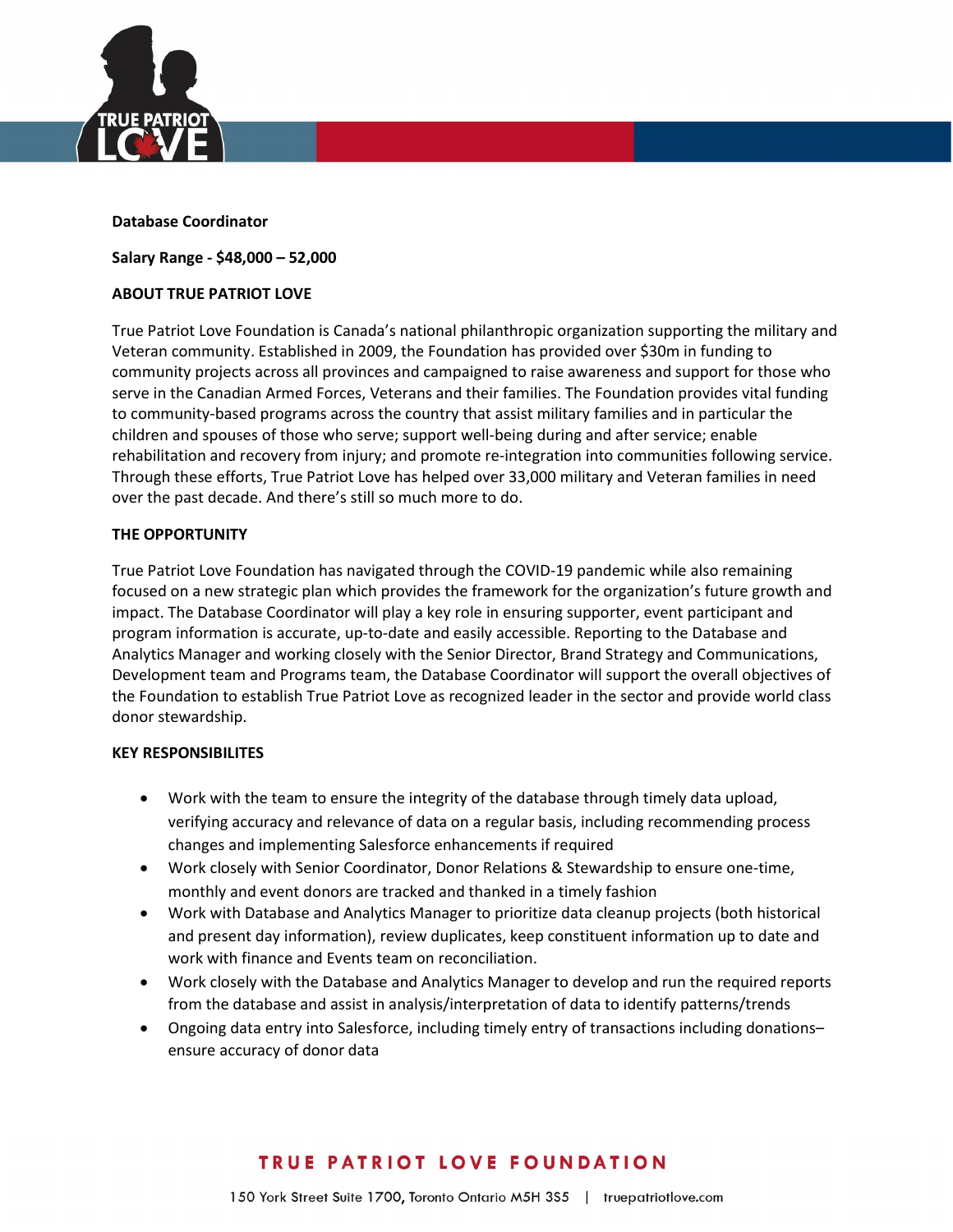**Database Coordinator**

**Salary Range - $48,000 – 52,000**

**ABOUT TRUE PATRIOT LOVE**

True Patriot Love Foundation is Canada's national philanthropic organization supporting the military and Veteran community. Established in 2009, the Foundation has provided over $30m in funding to community projects across all provinces and campaigned to raise awareness and support for those who serve in the Canadian Armed Forces, Veterans and their families. The Foundation provides vital funding to community-based programs across the country that assist military families and in particular the children and spouses of those who serve; support well-being during and after service; enable rehabilitation and recovery from injury; and promote re-integration into communities following service. Through these efforts, True Patriot Love has helped over 33,000 military and Veteran families in need over the past decade. And there's still so much more to do.

**THE OPPORTUNITY**

True Patriot Love Foundation has navigated through the COVID-19 pandemic while also remaining focused on a new strategic plan which provides the framework for the organization's future growth and impact. The Database Coordinator will play a key role in ensuring supporter, event participant and program information is accurate, up-to-date and easily accessible. Reporting to the Database and Analytics Manager and working closely with the Senior Director, Brand Strategy and Communications, Development team and Programs team, the Database Coordinator will support the overall objectives of the Foundation to establish True Patriot Love as recognized leader in the sector and provide world class donor stewardship.

**KEY RESPONSIBILITES**

- Work with the team to ensure the integrity of the database through timely data upload, verifying accuracy and relevance of data on a regular basis, including recommending process changes and implementing Salesforce enhancements if required
- Work closely with Senior Coordinator, Donor Relations & Stewardship to ensure one-time, monthly and event donors are tracked and thanked in a timely fashion
- Work with Database and Analytics Manager to prioritize data cleanup projects (both historical and present day information), review duplicates, keep constituent information up to date and work with finance and Events team on reconciliation.
- Work closely with the Database and Analytics Manager to develop and run the required reports from the database and assist in analysis/interpretation of data to identify patterns/trends
- Ongoing data entry into Salesforce, including timely entry of transactions including donations– ensure accuracy of donor data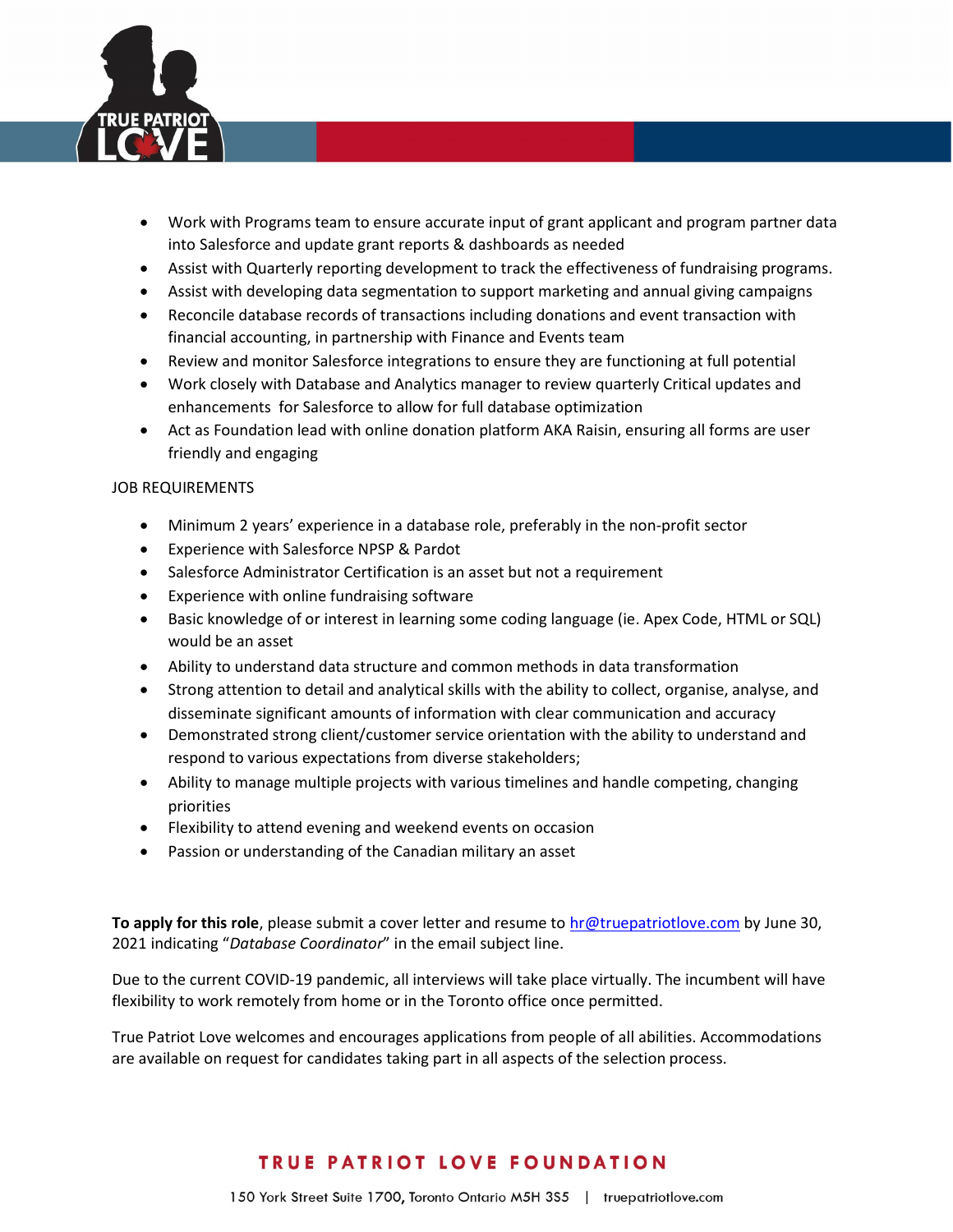- Work with Programs team to ensure accurate input of grant applicant and program partner data into Salesforce and update grant reports & dashboards as needed
- Assist with Quarterly reporting development to track the effectiveness of fundraising programs.
- Assist with developing data segmentation to support marketing and annual giving campaigns
- Reconcile database records of transactions including donations and event transaction with financial accounting, in partnership with Finance and Events team
- Review and monitor Salesforce integrations to ensure they are functioning at full potential
- Work closely with Database and Analytics manager to review quarterly Critical updates and enhancements for Salesforce to allow for full database optimization
- Act as Foundation lead with online donation platform AKA Raisin, ensuring all forms are user friendly and engaging

JOB REQUIREMENTS

- Minimum 2 years' experience in a database role, preferably in the non-profit sector
- Experience with Salesforce NPSP & Pardot
- Salesforce Administrator Certification is an asset but not a requirement
- Experience with online fundraising software
- Basic knowledge of or interest in learning some coding language (ie. Apex Code, HTML or SQL) would be an asset
- Ability to understand data structure and common methods in data transformation
- Strong attention to detail and analytical skills with the ability to collect, organise, analyse, and disseminate significant amounts of information with clear communication and accuracy
- Demonstrated strong client/customer service orientation with the ability to understand and respond to various expectations from diverse stakeholders;
- Ability to manage multiple projects with various timelines and handle competing, changing priorities
- Flexibility to attend evening and weekend events on occasion
- Passion or understanding of the Canadian military an asset

**To apply for this role**, please submit a cover letter and resume to hr@truepatriotlove.com by June 30, 2021 indicating "*Database Coordinator*" in the email subject line.

Due to the current COVID-19 pandemic, all interviews will take place virtually. The incumbent will have flexibility to work remotely from home or in the Toronto office once permitted.

True Patriot Love welcomes and encourages applications from people of all abilities. Accommodations are available on request for candidates taking part in all aspects of the selection process.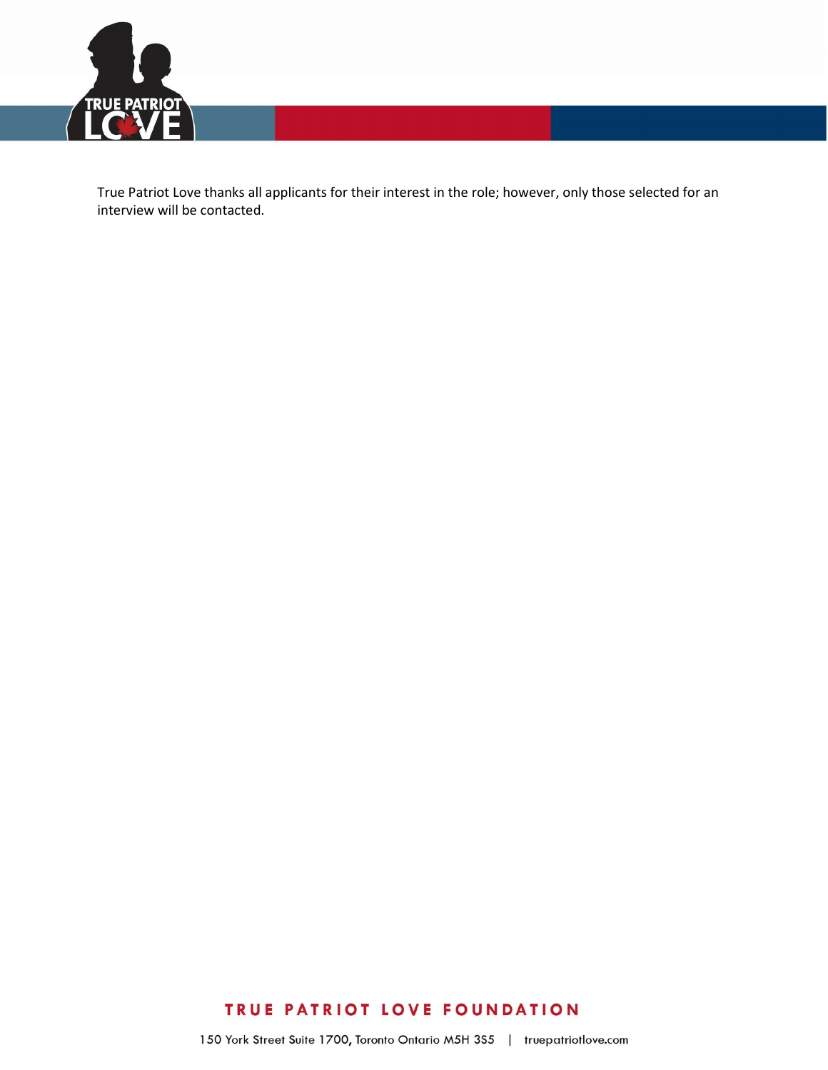True Patriot Love thanks all applicants for their interest in the role; however, only those selected for an interview will be contacted.